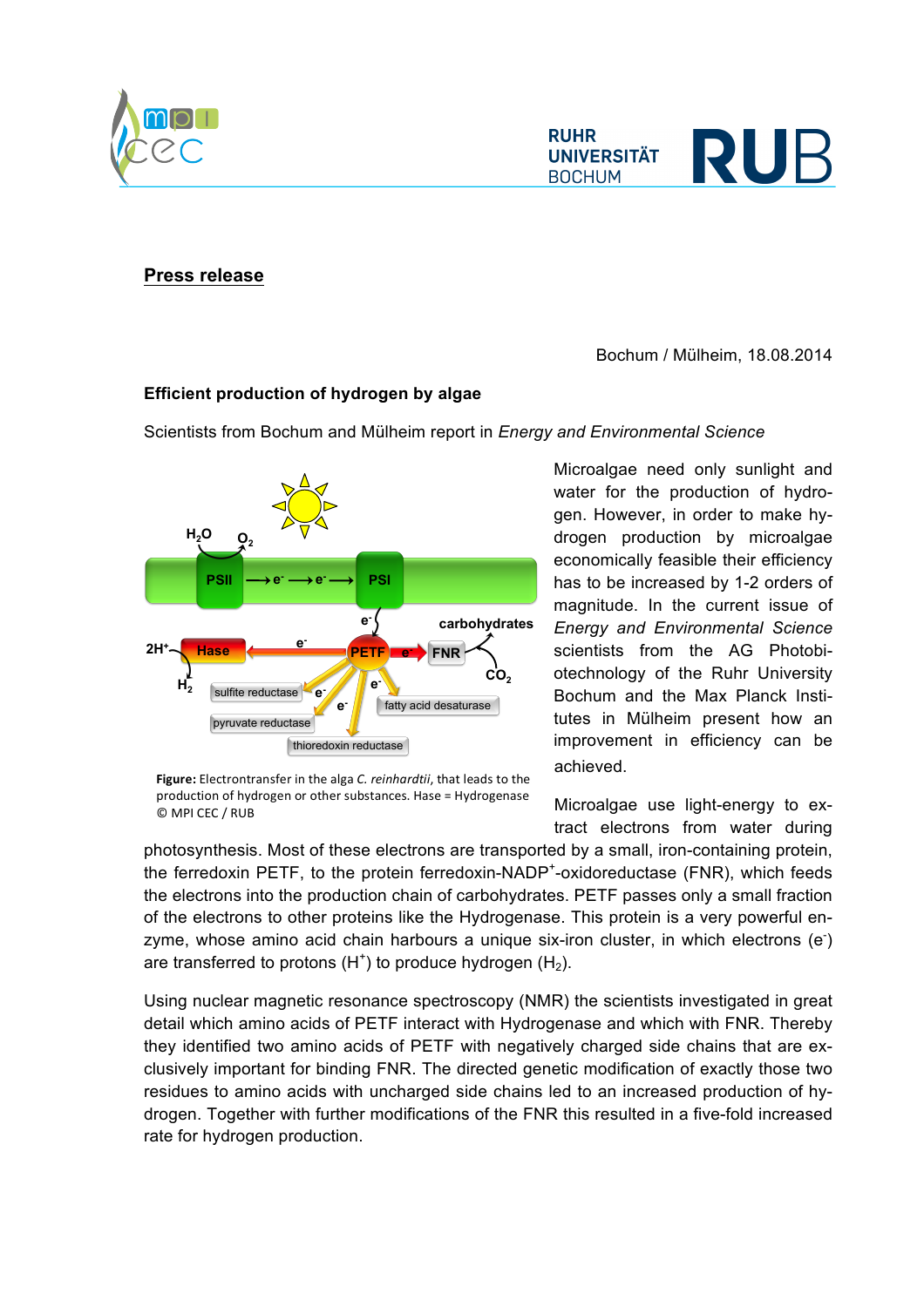**Press release**

Bochum / Mülheim, 18.08.2014

**Efficient production of hydrogen by algae**

Scientists from Bochum and Mülheim report in *Energy and Environmental Science*

**Figure:** Electrontransfer in the alga *C. reinhardtii*, that leads to the production of hydrogen or other substances. Hase = Hydrogenase © MPI CEC / RUB

Microalgae need only sunlight and water for the production of hydrogen. However, in order to make hydrogen production by microalgae economically feasible their efficiency has to be increased by 1-2 orders of magnitude. In the current issue of *Energy and Environmental Science* scientists from the AG Photobiotechnology of the Ruhr University Bochum and the Max Planck Institutes in Mülheim present how an improvement in efficiency can be achieved.

Microalgae use light-energy to extract electrons from water during photosynthesis. Most of these electrons are transported by a small, iron-containing protein, the ferredoxin PETF, to the protein ferredoxin-$NADP^+$-oxidoreductase (FNR), which feeds the electrons into the production chain of carbohydrates. PETF passes only a small fraction of the electrons to other proteins like the Hydrogenase. This protein is a very powerful enzyme, whose amino acid chain harbours a unique six-iron cluster, in which electrons ($e^-$) are transferred to protons ($H^+$) to produce hydrogen ($H_2$).

Using nuclear magnetic resonance spectroscopy (NMR) the scientists investigated in great detail which amino acids of PETF interact with Hydrogenase and which with FNR. Thereby they identified two amino acids of PETF with negatively charged side chains that are exclusively important for binding FNR. The directed genetic modification of exactly those two residues to amino acids with uncharged side chains led to an increased production of hydrogen. Together with further modifications of the FNR this resulted in a five-fold increased rate for hydrogen production.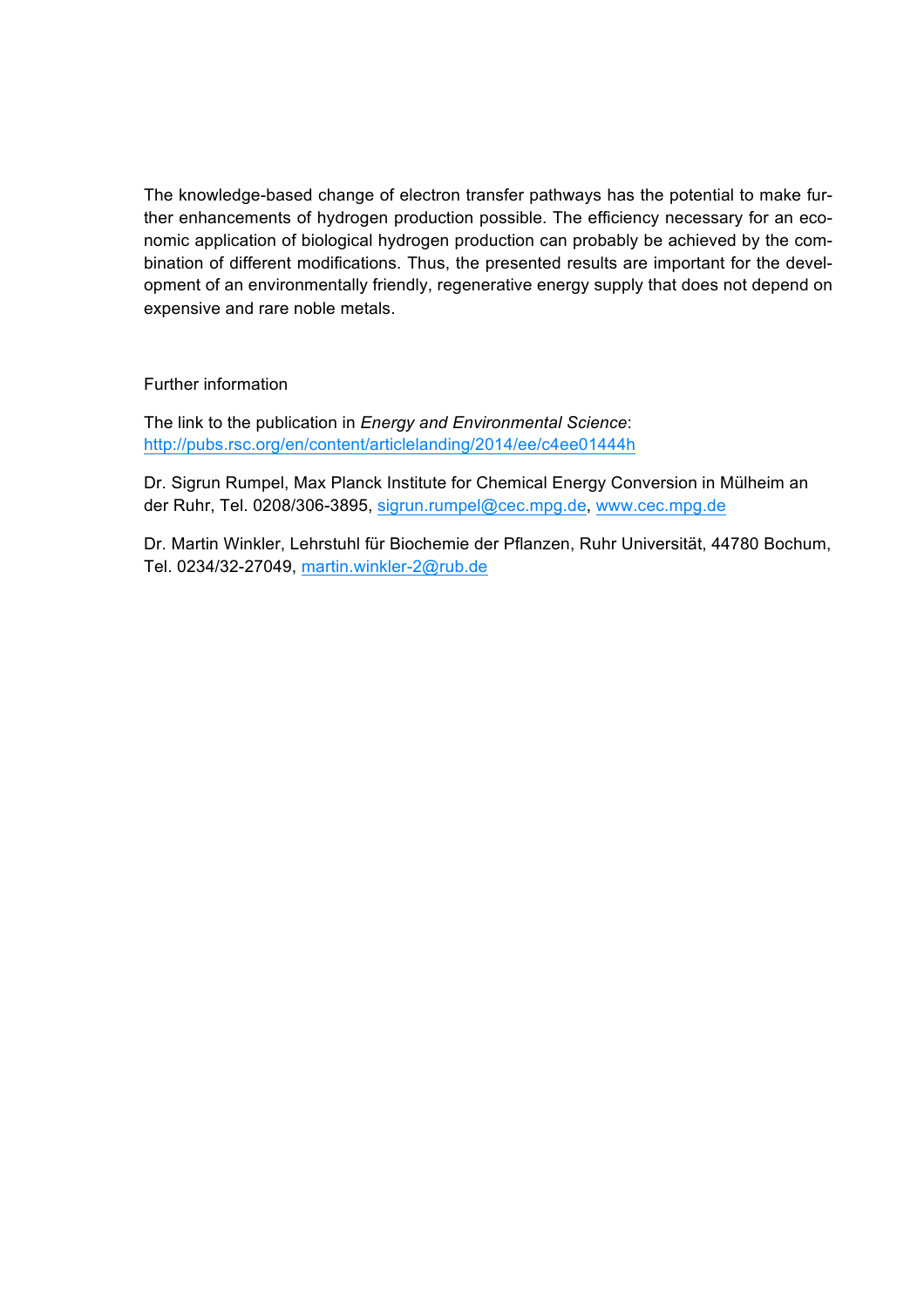The knowledge-based change of electron transfer pathways has the potential to make further enhancements of hydrogen production possible. The efficiency necessary for an economic application of biological hydrogen production can probably be achieved by the combination of different modifications. Thus, the presented results are important for the development of an environmentally friendly, regenerative energy supply that does not depend on expensive and rare noble metals.

Further information

The link to the publication in *Energy and Environmental Science*:
http://pubs.rsc.org/en/content/articlelanding/2014/ee/c4ee01444h

Dr. Sigrun Rumpel, Max Planck Institute for Chemical Energy Conversion in Mülheim an der Ruhr, Tel. 0208/306-3895, sigrun.rumpel@cec.mpg.de, www.cec.mpg.de

Dr. Martin Winkler, Lehrstuhl für Biochemie der Pflanzen, Ruhr Universität, 44780 Bochum, Tel. 0234/32-27049, martin.winkler-2@rub.de